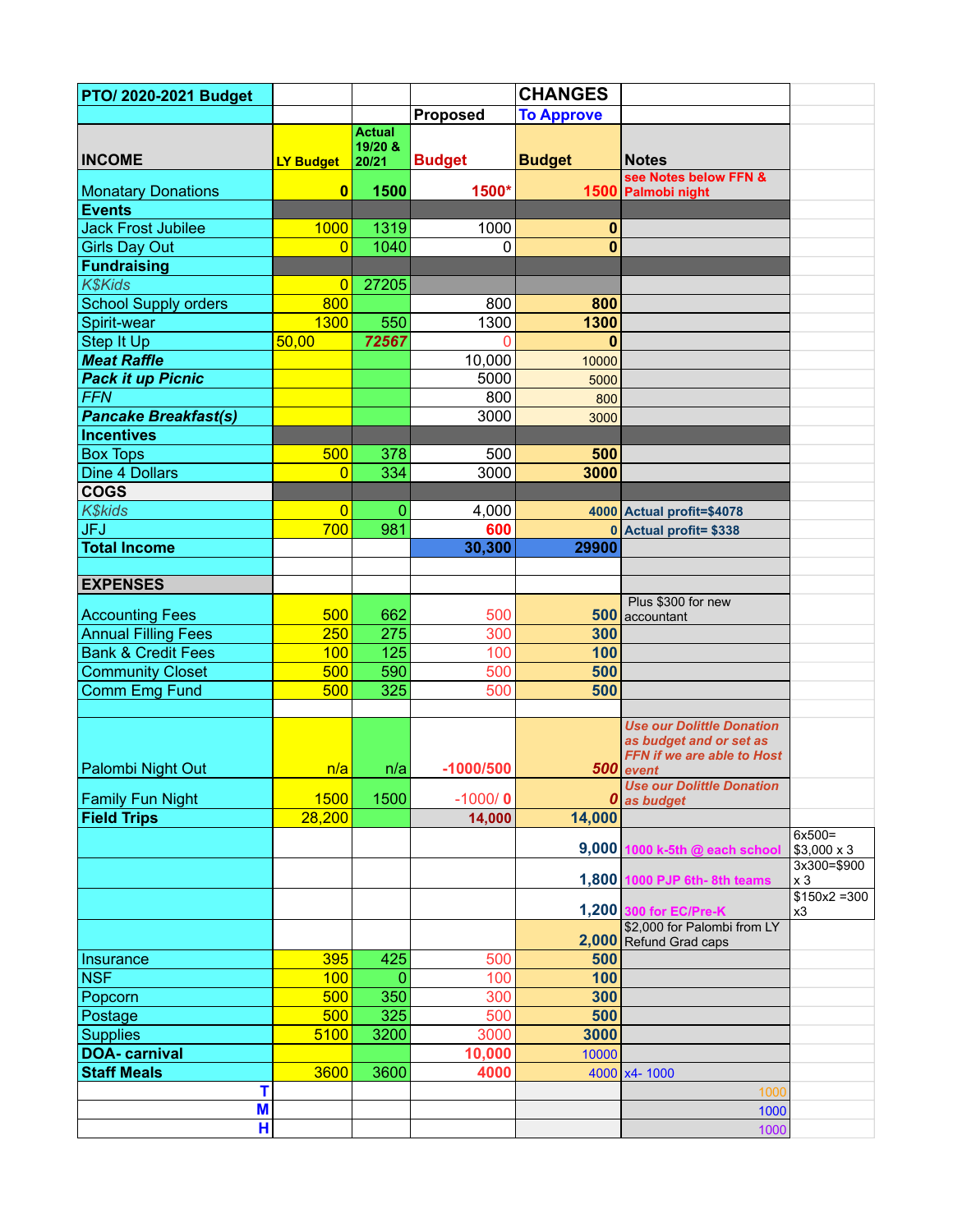| PTO/ 2020-2021 Budget | | | | CHANGES | | |
|---|---|---|---|---|---|---|
| | | | Proposed | To Approve | | |
| **INCOME** | LY Budget | Actual 19/20 & 20/21 | Budget | Budget | Notes | |
| Monatary Donations | 0 | 1500 | 1500* | 1500 | see Notes below FFN & Palmobi night | |
| **Events** | | | | | | |
| Jack Frost Jubilee | 1000 | 1319 | 1000 | 0 | | |
| Girls Day Out | 0 | 1040 | 0 | 0 | | |
| **Fundraising** | | | | | | |
| *K$Kids* | 0 | 27205 | | | | |
| School Supply orders | 800 | | 800 | 800 | | |
| Spirit-wear | 1300 | 550 | 1300 | 1300 | | |
| Step It Up | 50,00 | 72567 | 0 | 0 | | |
| ***Meat Raffle*** | | | 10,000 | 10000 | | |
| ***Pack it up Picnic*** | | | 5000 | 5000 | | |
| *FFN* | | | 800 | 800 | | |
| ***Pancake Breakfast(s)*** | | | 3000 | 3000 | | |
| **Incentives** | | | | | | |
| Box Tops | 500 | 378 | 500 | 500 | | |
| Dine 4 Dollars | 0 | 334 | 3000 | 3000 | | |
| **COGS** | | | | | | |
| *K$kids* | 0 | 0 | 4,000 | 4000 | Actual profit=$4078 | |
| JFJ | 700 | 981 | 600 | 0 | Actual profit= $338 | |
| **Total Income** | | | 30,300 | 29900 | | |
| | | | | | | |
| **EXPENSES** | | | | | | |
| Accounting Fees | 500 | 662 | 500 | 500 | Plus $300 for new accountant | |
| Annual Filling Fees | 250 | 275 | 300 | 300 | | |
| Bank & Credit Fees | 100 | 125 | 100 | 100 | | |
| Community Closet | 500 | 590 | 500 | 500 | | |
| Comm Emg Fund | 500 | 325 | 500 | 500 | | |
| | | | | | | |
| Palombi Night Out | n/a | n/a | -1000/500 | 500 | Use our Dolittle Donation as budget and or set as FFN if we are able to Host event | |
| Family Fun Night | 1500 | 1500 | -1000/ 0 | 0 | Use our Dolittle Donation as budget | |
| **Field Trips** | 28,200 | | 14,000 | 14,000 | | |
| | | | | 9,000 | 1000 k-5th @ each school | 6x500= $3,000 x 3 |
| | | | | 1,800 | 1000 PJP 6th- 8th teams | 3x300=$900 x 3 |
| | | | | 1,200 | 300 for EC/Pre-K | $150x2 =300 x3 |
| | | | | 2,000 | $2,000 for Palombi from LY Refund Grad caps | |
| Insurance | 395 | 425 | 500 | 500 | | |
| NSF | 100 | 0 | 100 | 100 | | |
| Popcorn | 500 | 350 | 300 | 300 | | |
| Postage | 500 | 325 | 500 | 500 | | |
| Supplies | 5100 | 3200 | 3000 | 3000 | | |
| **DOA- carnival** | | | 10,000 | 10000 | | |
| **Staff Meals** | 3600 | 3600 | 4000 | 4000 | x4- 1000 | |
| T | | | | | 1000 | |
| M | | | | | 1000 | |
| H | | | | | 1000 | |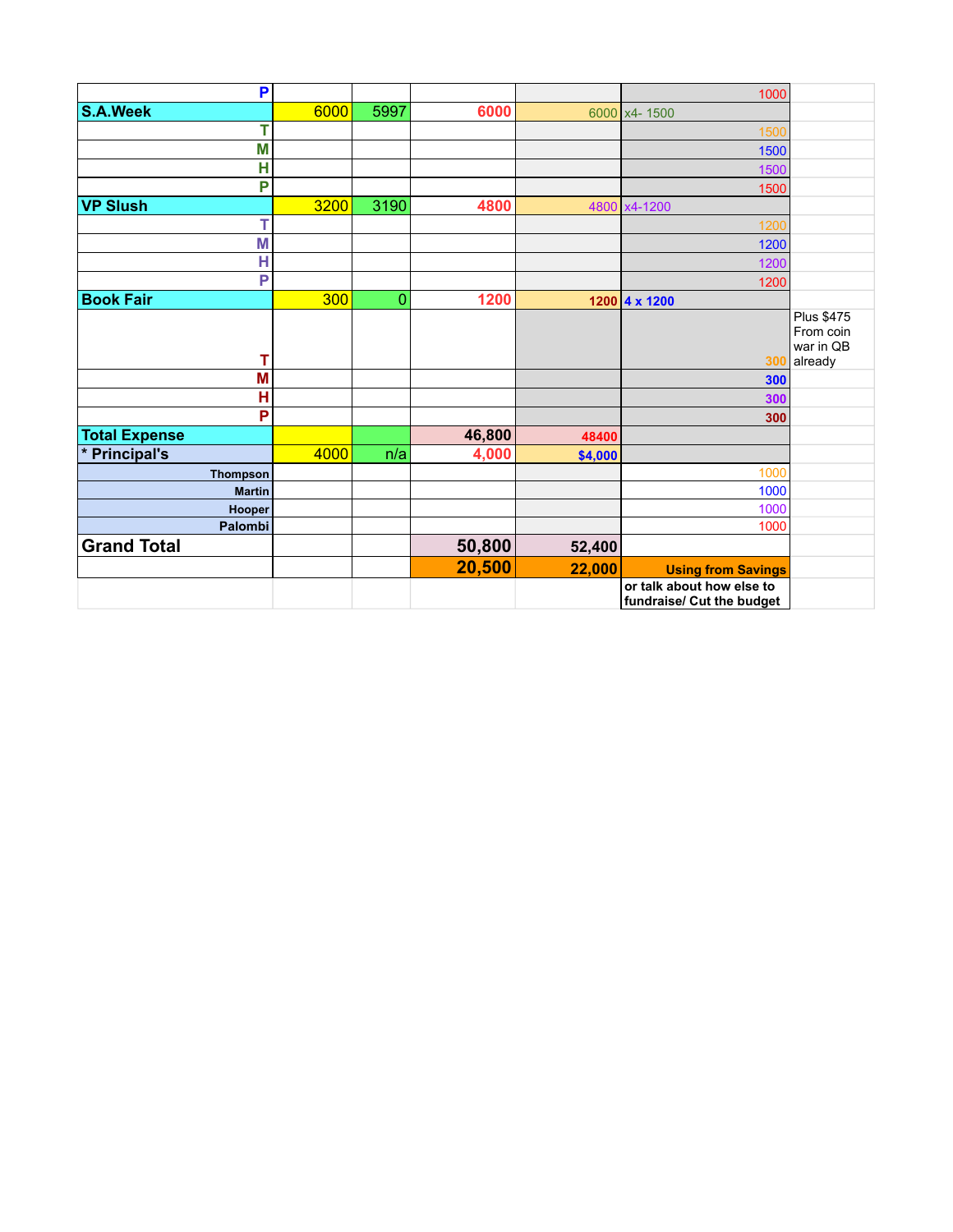| | | | | | | |
|---|---|---|---|---|---|---|
| P | | | | | 1000 | |
| S.A.Week | 6000 | 5997 | 6000 | 6000 | x4- 1500 | |
| T | | | | | 1500 | |
| M | | | | | 1500 | |
| H | | | | | 1500 | |
| P | | | | | 1500 | |
| VP Slush | 3200 | 3190 | 4800 | 4800 | x4-1200 | |
| T | | | | | 1200 | |
| M | | | | | 1200 | |
| H | | | | | 1200 | |
| P | | | | | 1200 | |
| Book Fair | 300 | 0 | 1200 | 1200 | 4 x 1200 | |
| T | | | | | 300 | Plus $475 From coin war in QB already |
| M | | | | | 300 | |
| H | | | | | 300 | |
| P | | | | | 300 | |
| Total Expense | | | 46,800 | 48400 | | |
| * Principal's | 4000 | n/a | 4,000 | $4,000 | | |
| Thompson | | | | | 1000 | |
| Martin | | | | | 1000 | |
| Hooper | | | | | 1000 | |
| Palombi | | | | | 1000 | |
| Grand Total | | | 50,800 | 52,400 | | |
| | | | 20,500 | 22,000 | Using from Savings | |
| | | | | | or talk about how else to fundraise/ Cut the budget | |